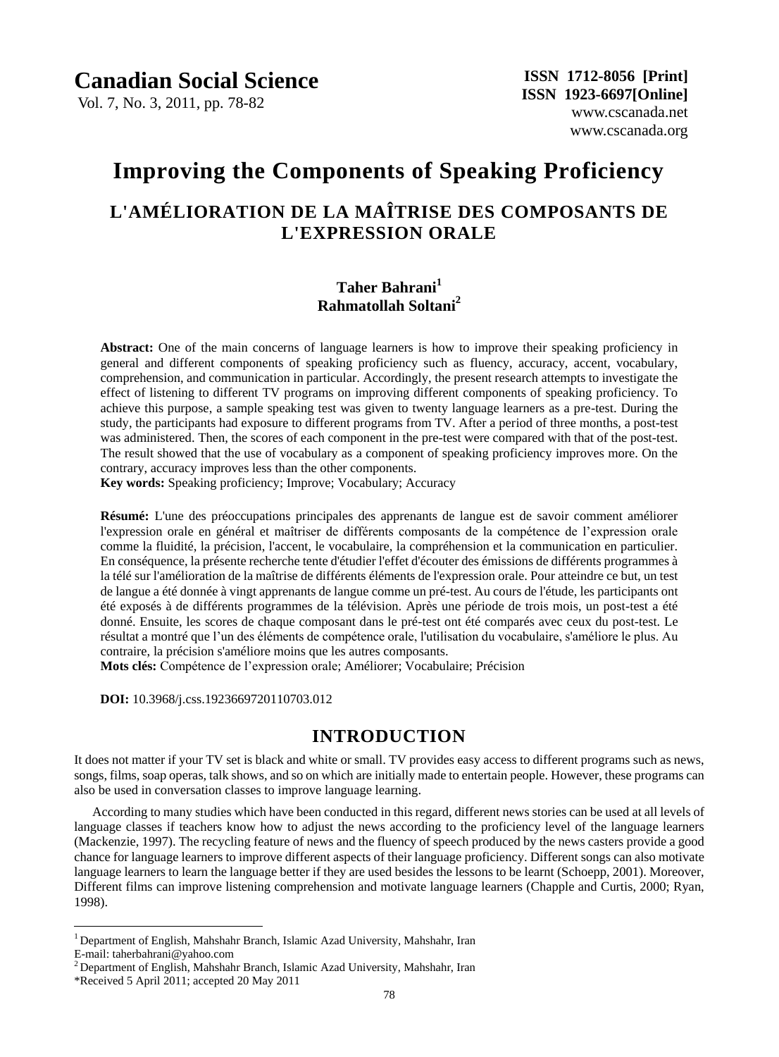# Improving the Components of Speaking Proficiency

## L'AMÉLIORATION DE LA MAÎTRISE DES COMPOSANTS DE L'EXPRESSION ORALE

**Taher Bahrani**[1]
**Rahmatollah Soltani**[2]

**Abstract:** One of the main concerns of language learners is how to improve their speaking proficiency in general and different components of speaking proficiency such as fluency, accuracy, accent, vocabulary, comprehension, and communication in particular. Accordingly, the present research attempts to investigate the effect of listening to different TV programs on improving different components of speaking proficiency. To achieve this purpose, a sample speaking test was given to twenty language learners as a pre-test. During the study, the participants had exposure to different programs from TV. After a period of three months, a post-test was administered. Then, the scores of each component in the pre-test were compared with that of the post-test. The result showed that the use of vocabulary as a component of speaking proficiency improves more. On the contrary, accuracy improves less than the other components.
**Key words:** Speaking proficiency; Improve; Vocabulary; Accuracy

**Résumé:** L'une des préoccupations principales des apprenants de langue est de savoir comment améliorer l'expression orale en général et maîtriser de différents composants de la compétence de l'expression orale comme la fluidité, la précision, l'accent, le vocabulaire, la compréhension et la communication en particulier. En conséquence, la présente recherche tente d'étudier l'effet d'écouter des émissions de différents programmes à la télé sur l'amélioration de la maîtrise de différents éléments de l'expression orale. Pour atteindre ce but, un test de langue a été donnée à vingt apprenants de langue comme un pré-test. Au cours de l'étude, les participants ont été exposés à de différents programmes de la télévision. Après une période de trois mois, un post-test a été donné. Ensuite, les scores de chaque composant dans le pré-test ont été comparés avec ceux du post-test. Le résultat a montré que l'un des éléments de compétence orale, l'utilisation du vocabulaire, s'améliore le plus. Au contraire, la précision s'améliore moins que les autres composants.
**Mots clés:** Compétence de l'expression orale; Améliorer; Vocabulaire; Précision

**DOI:** 10.3968/j.css.1923669720110703.012

## INTRODUCTION

It does not matter if your TV set is black and white or small. TV provides easy access to different programs such as news, songs, films, soap operas, talk shows, and so on which are initially made to entertain people. However, these programs can also be used in conversation classes to improve language learning.

According to many studies which have been conducted in this regard, different news stories can be used at all levels of language classes if teachers know how to adjust the news according to the proficiency level of the language learners (Mackenzie, 1997). The recycling feature of news and the fluency of speech produced by the news casters provide a good chance for language learners to improve different aspects of their language proficiency. Different songs can also motivate language learners to learn the language better if they are used besides the lessons to be learnt (Schoepp, 2001). Moreover, Different films can improve listening comprehension and motivate language learners (Chapple and Curtis, 2000; Ryan, 1998).

---

[1] Department of English, Mahshahr Branch, Islamic Azad University, Mahshahr, Iran
E-mail: taherbahrani@yahoo.com
[2] Department of English, Mahshahr Branch, Islamic Azad University, Mahshahr, Iran
*Received 5 April 2011; accepted 20 May 2011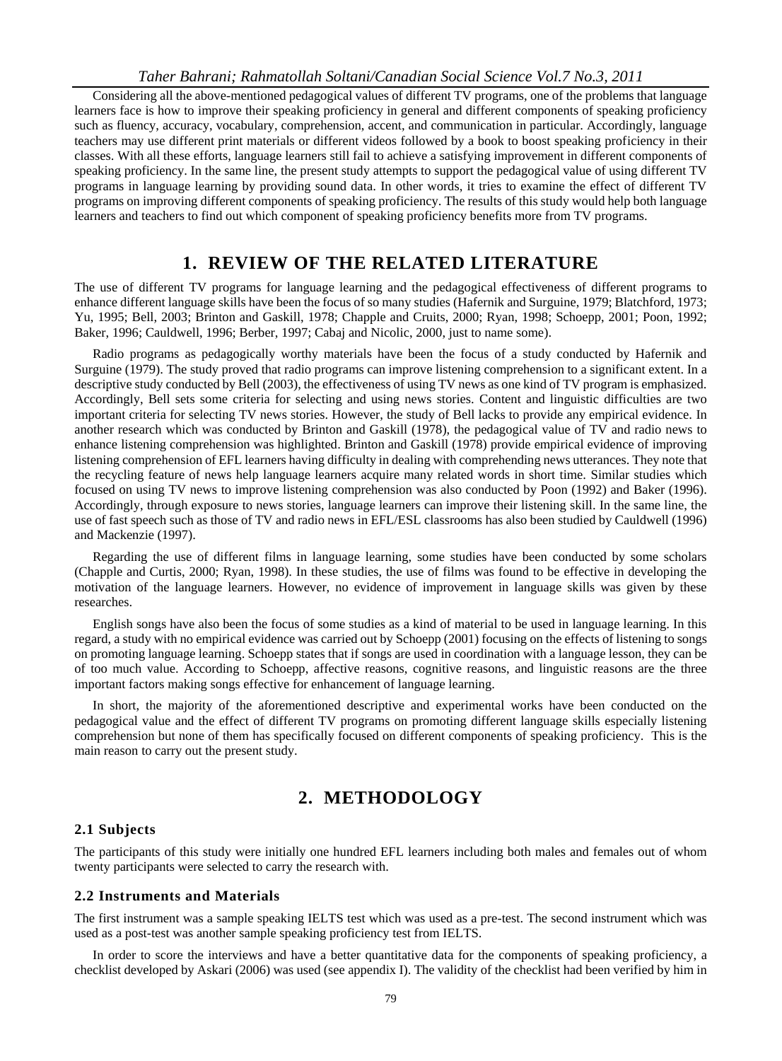Considering all the above-mentioned pedagogical values of different TV programs, one of the problems that language learners face is how to improve their speaking proficiency in general and different components of speaking proficiency such as fluency, accuracy, vocabulary, comprehension, accent, and communication in particular. Accordingly, language teachers may use different print materials or different videos followed by a book to boost speaking proficiency in their classes. With all these efforts, language learners still fail to achieve a satisfying improvement in different components of speaking proficiency. In the same line, the present study attempts to support the pedagogical value of using different TV programs in language learning by providing sound data. In other words, it tries to examine the effect of different TV programs on improving different components of speaking proficiency. The results of this study would help both language learners and teachers to find out which component of speaking proficiency benefits more from TV programs.

# 1. REVIEW OF THE RELATED LITERATURE

The use of different TV programs for language learning and the pedagogical effectiveness of different programs to enhance different language skills have been the focus of so many studies (Hafernik and Surguine, 1979; Blatchford, 1973; Yu, 1995; Bell, 2003; Brinton and Gaskill, 1978; Chapple and Cruits, 2000; Ryan, 1998; Schoepp, 2001; Poon, 1992; Baker, 1996; Cauldwell, 1996; Berber, 1997; Cabaj and Nicolic, 2000, just to name some).

Radio programs as pedagogically worthy materials have been the focus of a study conducted by Hafernik and Surguine (1979). The study proved that radio programs can improve listening comprehension to a significant extent. In a descriptive study conducted by Bell (2003), the effectiveness of using TV news as one kind of TV program is emphasized. Accordingly, Bell sets some criteria for selecting and using news stories. Content and linguistic difficulties are two important criteria for selecting TV news stories. However, the study of Bell lacks to provide any empirical evidence. In another research which was conducted by Brinton and Gaskill (1978), the pedagogical value of TV and radio news to enhance listening comprehension was highlighted. Brinton and Gaskill (1978) provide empirical evidence of improving listening comprehension of EFL learners having difficulty in dealing with comprehending news utterances. They note that the recycling feature of news help language learners acquire many related words in short time. Similar studies which focused on using TV news to improve listening comprehension was also conducted by Poon (1992) and Baker (1996). Accordingly, through exposure to news stories, language learners can improve their listening skill. In the same line, the use of fast speech such as those of TV and radio news in EFL/ESL classrooms has also been studied by Cauldwell (1996) and Mackenzie (1997).

Regarding the use of different films in language learning, some studies have been conducted by some scholars (Chapple and Curtis, 2000; Ryan, 1998). In these studies, the use of films was found to be effective in developing the motivation of the language learners. However, no evidence of improvement in language skills was given by these researches.

English songs have also been the focus of some studies as a kind of material to be used in language learning. In this regard, a study with no empirical evidence was carried out by Schoepp (2001) focusing on the effects of listening to songs on promoting language learning. Schoepp states that if songs are used in coordination with a language lesson, they can be of too much value. According to Schoepp, affective reasons, cognitive reasons, and linguistic reasons are the three important factors making songs effective for enhancement of language learning.

In short, the majority of the aforementioned descriptive and experimental works have been conducted on the pedagogical value and the effect of different TV programs on promoting different language skills especially listening comprehension but none of them has specifically focused on different components of speaking proficiency. This is the main reason to carry out the present study.

# 2. METHODOLOGY

### 2.1 Subjects

The participants of this study were initially one hundred EFL learners including both males and females out of whom twenty participants were selected to carry the research with.

### 2.2 Instruments and Materials

The first instrument was a sample speaking IELTS test which was used as a pre-test. The second instrument which was used as a post-test was another sample speaking proficiency test from IELTS.

In order to score the interviews and have a better quantitative data for the components of speaking proficiency, a checklist developed by Askari (2006) was used (see appendix I). The validity of the checklist had been verified by him in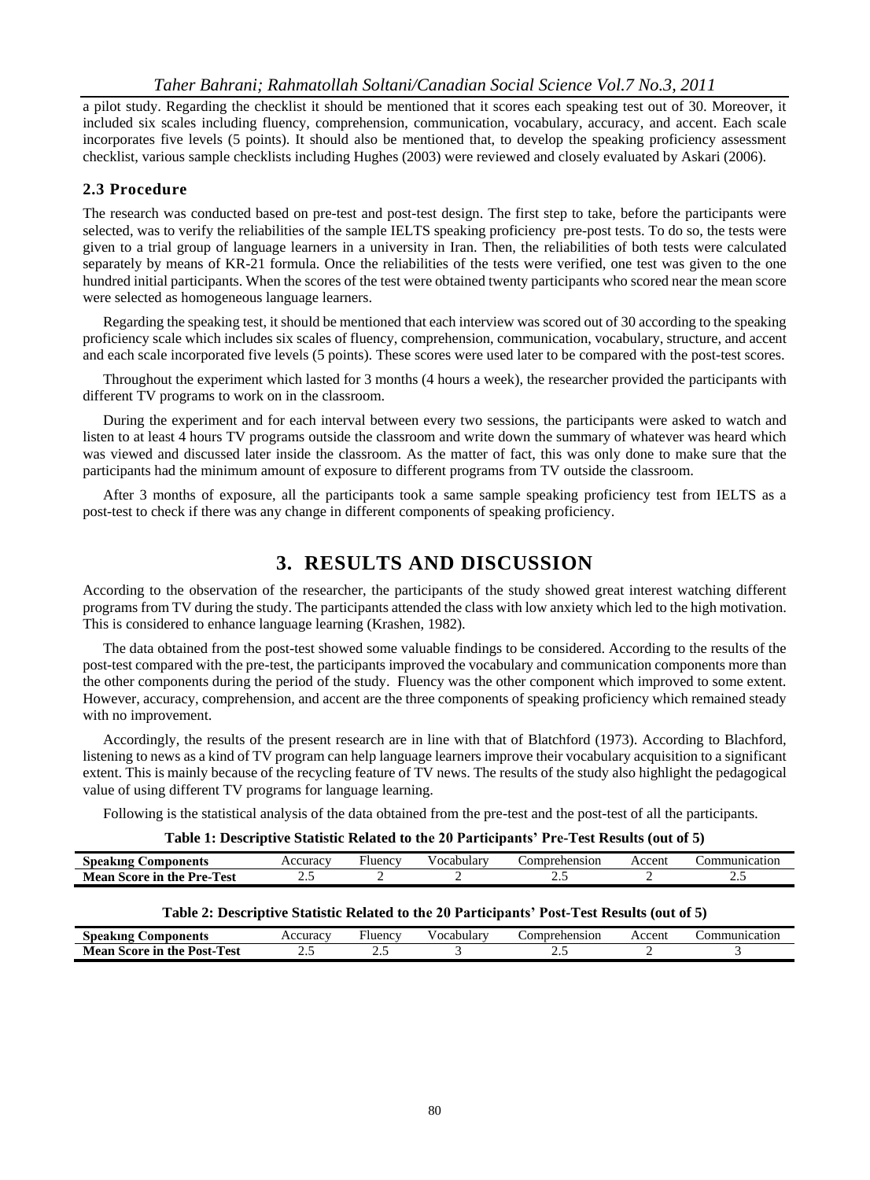a pilot study. Regarding the checklist it should be mentioned that it scores each speaking test out of 30. Moreover, it included six scales including fluency, comprehension, communication, vocabulary, accuracy, and accent. Each scale incorporates five levels (5 points). It should also be mentioned that, to develop the speaking proficiency assessment checklist, various sample checklists including Hughes (2003) were reviewed and closely evaluated by Askari (2006).

### 2.3 Procedure

The research was conducted based on pre-test and post-test design. The first step to take, before the participants were selected, was to verify the reliabilities of the sample IELTS speaking proficiency pre-post tests. To do so, the tests were given to a trial group of language learners in a university in Iran. Then, the reliabilities of both tests were calculated separately by means of KR-21 formula. Once the reliabilities of the tests were verified, one test was given to the one hundred initial participants. When the scores of the test were obtained twenty participants who scored near the mean score were selected as homogeneous language learners.

Regarding the speaking test, it should be mentioned that each interview was scored out of 30 according to the speaking proficiency scale which includes six scales of fluency, comprehension, communication, vocabulary, structure, and accent and each scale incorporated five levels (5 points). These scores were used later to be compared with the post-test scores.

Throughout the experiment which lasted for 3 months (4 hours a week), the researcher provided the participants with different TV programs to work on in the classroom.

During the experiment and for each interval between every two sessions, the participants were asked to watch and listen to at least 4 hours TV programs outside the classroom and write down the summary of whatever was heard which was viewed and discussed later inside the classroom. As the matter of fact, this was only done to make sure that the participants had the minimum amount of exposure to different programs from TV outside the classroom.

After 3 months of exposure, all the participants took a same sample speaking proficiency test from IELTS as a post-test to check if there was any change in different components of speaking proficiency.

## 3. RESULTS AND DISCUSSION

According to the observation of the researcher, the participants of the study showed great interest watching different programs from TV during the study. The participants attended the class with low anxiety which led to the high motivation. This is considered to enhance language learning (Krashen, 1982).

The data obtained from the post-test showed some valuable findings to be considered. According to the results of the post-test compared with the pre-test, the participants improved the vocabulary and communication components more than the other components during the period of the study. Fluency was the other component which improved to some extent. However, accuracy, comprehension, and accent are the three components of speaking proficiency which remained steady with no improvement.

Accordingly, the results of the present research are in line with that of Blatchford (1973). According to Blachford, listening to news as a kind of TV program can help language learners improve their vocabulary acquisition to a significant extent. This is mainly because of the recycling feature of TV news. The results of the study also highlight the pedagogical value of using different TV programs for language learning.

Following is the statistical analysis of the data obtained from the pre-test and the post-test of all the participants.

**Table 1: Descriptive Statistic Related to the 20 Participants' Pre-Test Results (out of 5)**

| Speaking Components | Accuracy | Fluency | Vocabulary | Comprehension | Accent | Communication |
|---|---|---|---|---|---|---|
| Mean Score in the Pre-Test | 2.5 | 2 | 2 | 2.5 | 2 | 2.5 |

**Table 2: Descriptive Statistic Related to the 20 Participants' Post-Test Results (out of 5)**

| Speaking Components | Accuracy | Fluency | Vocabulary | Comprehension | Accent | Communication |
|---|---|---|---|---|---|---|
| Mean Score in the Post-Test | 2.5 | 2.5 | 3 | 2.5 | 2 | 3 |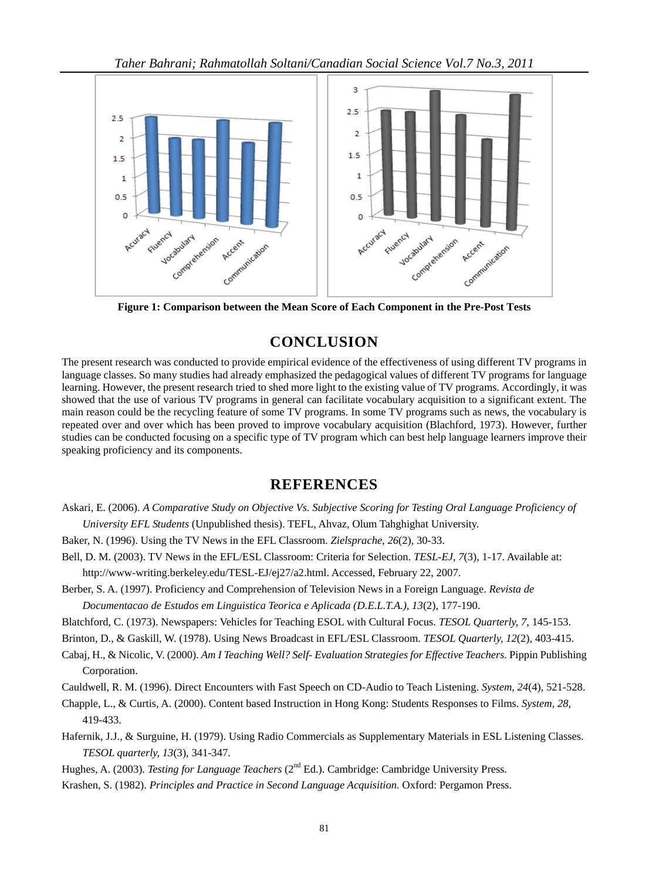**Figure 1: Comparison between the Mean Score of Each Component in the Pre-Post Tests**

## CONCLUSION

The present research was conducted to provide empirical evidence of the effectiveness of using different TV programs in language classes. So many studies had already emphasized the pedagogical values of different TV programs for language learning. However, the present research tried to shed more light to the existing value of TV programs. Accordingly, it was showed that the use of various TV programs in general can facilitate vocabulary acquisition to a significant extent. The main reason could be the recycling feature of some TV programs. In some TV programs such as news, the vocabulary is repeated over and over which has been proved to improve vocabulary acquisition (Blachford, 1973). However, further studies can be conducted focusing on a specific type of TV program which can best help language learners improve their speaking proficiency and its components.

## REFERENCES

Askari, E. (2006). *A Comparative Study on Objective Vs. Subjective Scoring for Testing Oral Language Proficiency of University EFL Students* (Unpublished thesis). TEFL, Ahvaz, Olum Tahghighat University.

Baker, N. (1996). Using the TV News in the EFL Classroom. *Zielsprache, 26*(2), 30-33.

Bell, D. M. (2003). TV News in the EFL/ESL Classroom: Criteria for Selection. *TESL-EJ, 7*(3), 1-17. Available at: http://www-writing.berkeley.edu/TESL-EJ/ej27/a2.html. Accessed, February 22, 2007.

Berber, S. A. (1997). Proficiency and Comprehension of Television News in a Foreign Language. *Revista de Documentacao de Estudos em Linguistica Teorica e Aplicada (D.E.L.T.A.), 13*(2), 177-190.

Blatchford, C. (1973). Newspapers: Vehicles for Teaching ESOL with Cultural Focus. *TESOL Quarterly, 7*, 145-153.

Brinton, D., & Gaskill, W. (1978). Using News Broadcast in EFL/ESL Classroom. *TESOL Quarterly, 12*(2), 403-415.

Cabaj, H., & Nicolic, V. (2000). *Am I Teaching Well? Self- Evaluation Strategies for Effective Teachers.* Pippin Publishing Corporation.

Cauldwell, R. M. (1996). Direct Encounters with Fast Speech on CD-Audio to Teach Listening. *System, 24*(4), 521-528.

Chapple, L., & Curtis, A. (2000). Content based Instruction in Hong Kong: Students Responses to Films. *System, 28*, 419-433.

Hafernik, J.J., & Surguine, H. (1979). Using Radio Commercials as Supplementary Materials in ESL Listening Classes. *TESOL quarterly, 13*(3), 341-347.

Hughes, A. (2003). *Testing for Language Teachers* (2nd Ed.). Cambridge: Cambridge University Press.

Krashen, S. (1982). *Principles and Practice in Second Language Acquisition.* Oxford: Pergamon Press.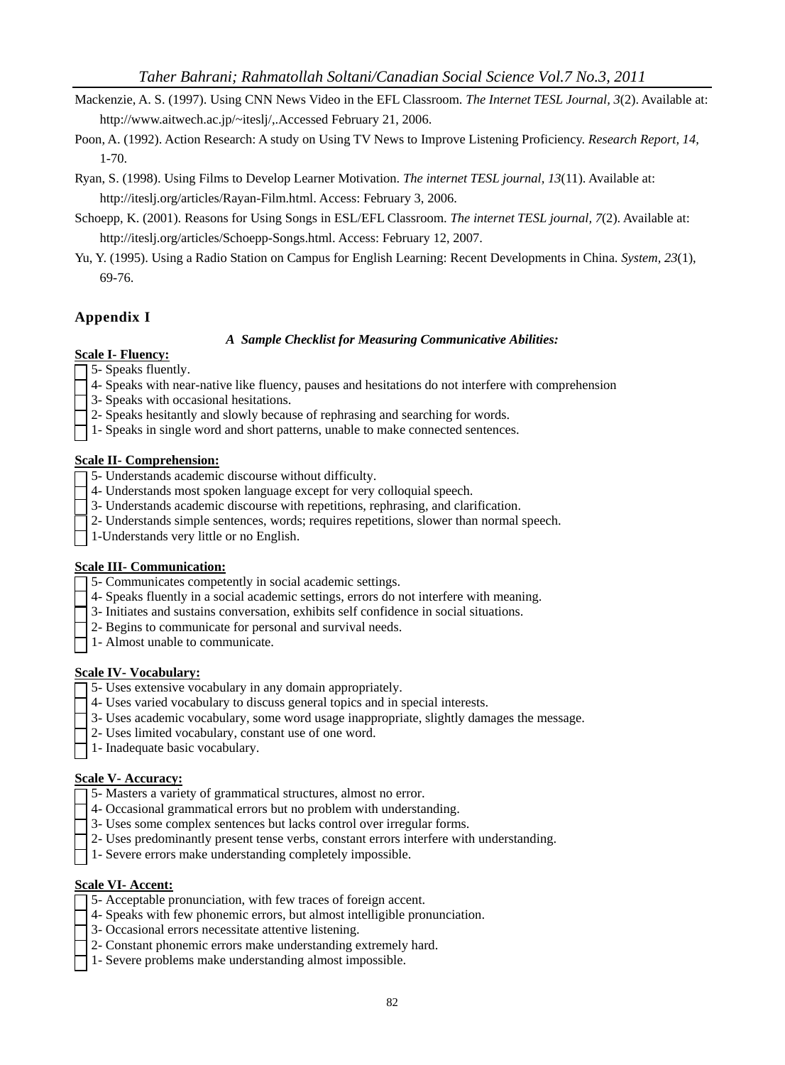Mackenzie, A. S. (1997). Using CNN News Video in the EFL Classroom. *The Internet TESL Journal, 3*(2). Available at: http://www.aitwech.ac.jp/~iteslj/,.Accessed February 21, 2006.

Poon, A. (1992). Action Research: A study on Using TV News to Improve Listening Proficiency. *Research Report, 14,* 1-70.

Ryan, S. (1998). Using Films to Develop Learner Motivation. *The internet TESL journal, 13*(11). Available at: http://iteslj.org/articles/Rayan-Film.html. Access: February 3, 2006.

Schoepp, K. (2001). Reasons for Using Songs in ESL/EFL Classroom. *The internet TESL journal, 7*(2). Available at: http://iteslj.org/articles/Schoepp-Songs.html. Access: February 12, 2007.

Yu, Y. (1995). Using a Radio Station on Campus for English Learning: Recent Developments in China. *System, 23*(1), 69-76.

## Appendix I

***A Sample Checklist for Measuring Communicative Abilities:***

**Scale I- Fluency:**

- [ ] 5- Speaks fluently.
- [ ] 4- Speaks with near-native like fluency, pauses and hesitations do not interfere with comprehension
- [ ] 3- Speaks with occasional hesitations.
- [ ] 2- Speaks hesitantly and slowly because of rephrasing and searching for words.
- [ ] 1- Speaks in single word and short patterns, unable to make connected sentences.

**Scale II- Comprehension:**

- [ ] 5- Understands academic discourse without difficulty.
- [ ] 4- Understands most spoken language except for very colloquial speech.
- [ ] 3- Understands academic discourse with repetitions, rephrasing, and clarification.
- [ ] 2- Understands simple sentences, words; requires repetitions, slower than normal speech.
- [ ] 1-Understands very little or no English.

**Scale III- Communication:**

- [ ] 5- Communicates competently in social academic settings.
- [ ] 4- Speaks fluently in a social academic settings, errors do not interfere with meaning.
- [ ] 3- Initiates and sustains conversation, exhibits self confidence in social situations.
- [ ] 2- Begins to communicate for personal and survival needs.
- [ ] 1- Almost unable to communicate.

**Scale IV- Vocabulary:**

- [ ] 5- Uses extensive vocabulary in any domain appropriately.
- [ ] 4- Uses varied vocabulary to discuss general topics and in special interests.
- [ ] 3- Uses academic vocabulary, some word usage inappropriate, slightly damages the message.
- [ ] 2- Uses limited vocabulary, constant use of one word.
- [ ] 1- Inadequate basic vocabulary.

**Scale V- Accuracy:**

- [ ] 5- Masters a variety of grammatical structures, almost no error.
- [ ] 4- Occasional grammatical errors but no problem with understanding.
- [ ] 3- Uses some complex sentences but lacks control over irregular forms.
- [ ] 2- Uses predominantly present tense verbs, constant errors interfere with understanding.
- [ ] 1- Severe errors make understanding completely impossible.

**Scale VI- Accent:**

- [ ] 5- Acceptable pronunciation, with few traces of foreign accent.
- [ ] 4- Speaks with few phonemic errors, but almost intelligible pronunciation.
- [ ] 3- Occasional errors necessitate attentive listening.
- [ ] 2- Constant phonemic errors make understanding extremely hard.
- [ ] 1- Severe problems make understanding almost impossible.